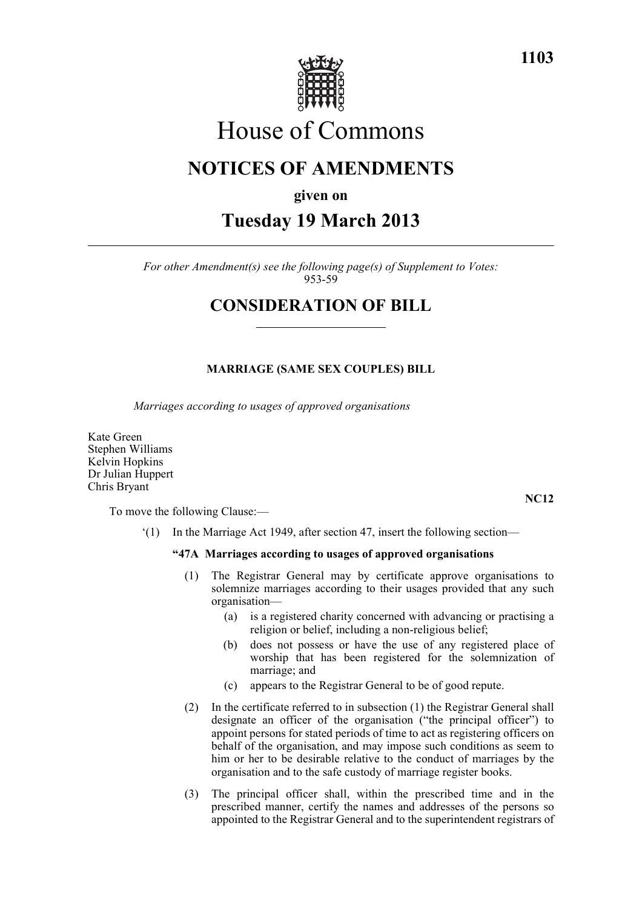# House of Commons

## NOTICES OF AMENDMENTS

**given on**

## Tuesday 19 March 2013

*For other Amendment(s) see the following page(s) of Supplement to Votes:*
953-59

## CONSIDERATION OF BILL

### MARRIAGE (SAME SEX COUPLES) BILL

*Marriages according to usages of approved organisations*

Kate Green
Stephen Williams
Kelvin Hopkins
Dr Julian Huppert
Chris Bryant

**NC12**

To move the following Clause:—

'(1) In the Marriage Act 1949, after section 47, insert the following section—

**"47A Marriages according to usages of approved organisations**

(1) The Registrar General may by certificate approve organisations to solemnize marriages according to their usages provided that any such organisation—

(a) is a registered charity concerned with advancing or practising a religion or belief, including a non-religious belief;

(b) does not possess or have the use of any registered place of worship that has been registered for the solemnization of marriage; and

(c) appears to the Registrar General to be of good repute.

(2) In the certificate referred to in subsection (1) the Registrar General shall designate an officer of the organisation ("the principal officer") to appoint persons for stated periods of time to act as registering officers on behalf of the organisation, and may impose such conditions as seem to him or her to be desirable relative to the conduct of marriages by the organisation and to the safe custody of marriage register books.

(3) The principal officer shall, within the prescribed time and in the prescribed manner, certify the names and addresses of the persons so appointed to the Registrar General and to the superintendent registrars of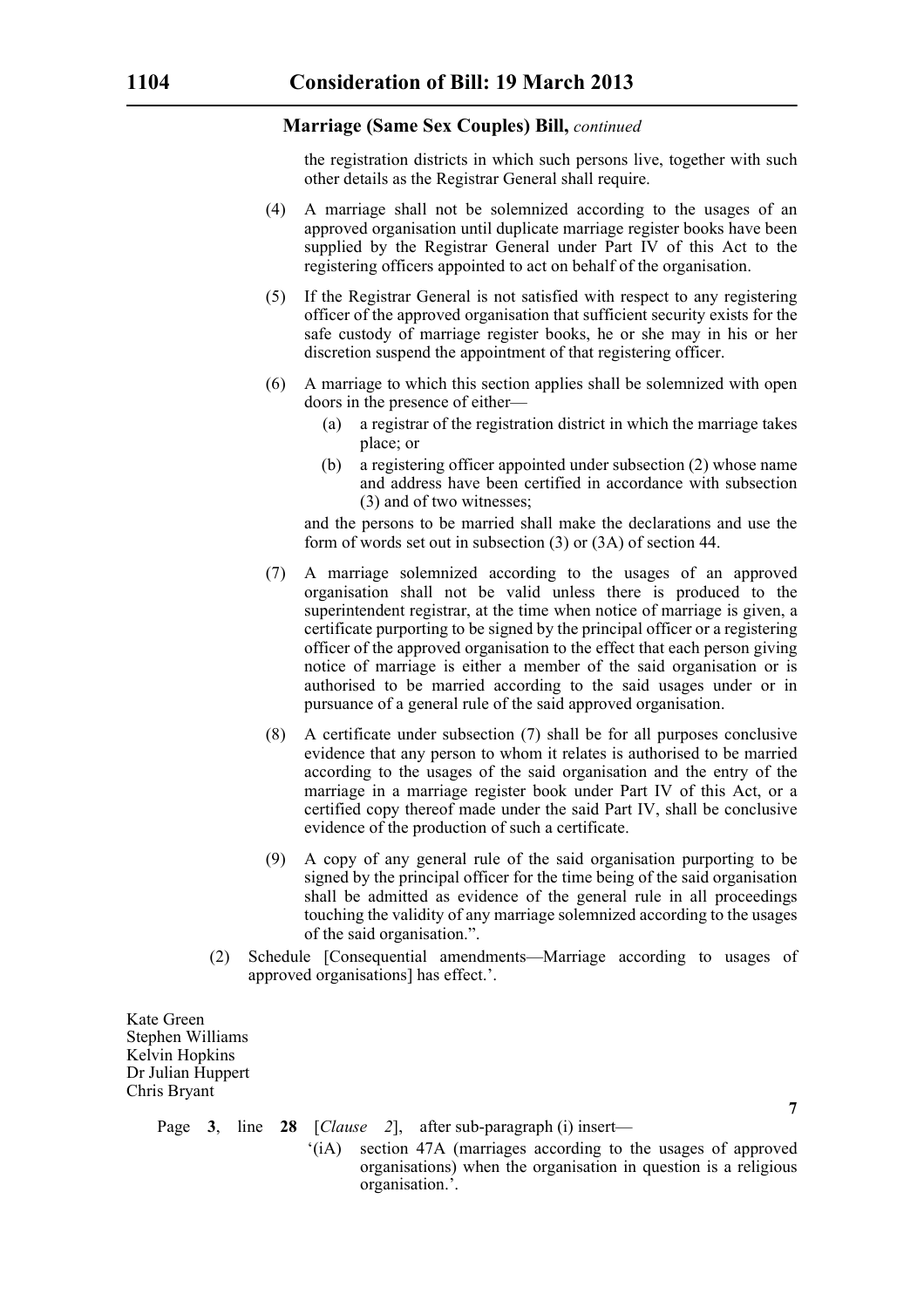the registration districts in which such persons live, together with such other details as the Registrar General shall require.

(4) A marriage shall not be solemnized according to the usages of an approved organisation until duplicate marriage register books have been supplied by the Registrar General under Part IV of this Act to the registering officers appointed to act on behalf of the organisation.

(5) If the Registrar General is not satisfied with respect to any registering officer of the approved organisation that sufficient security exists for the safe custody of marriage register books, he or she may in his or her discretion suspend the appointment of that registering officer.

(6) A marriage to which this section applies shall be solemnized with open doors in the presence of either—

(a) a registrar of the registration district in which the marriage takes place; or

(b) a registering officer appointed under subsection (2) whose name and address have been certified in accordance with subsection (3) and of two witnesses;

and the persons to be married shall make the declarations and use the form of words set out in subsection (3) or (3A) of section 44.

(7) A marriage solemnized according to the usages of an approved organisation shall not be valid unless there is produced to the superintendent registrar, at the time when notice of marriage is given, a certificate purporting to be signed by the principal officer or a registering officer of the approved organisation to the effect that each person giving notice of marriage is either a member of the said organisation or is authorised to be married according to the said usages under or in pursuance of a general rule of the said approved organisation.

(8) A certificate under subsection (7) shall be for all purposes conclusive evidence that any person to whom it relates is authorised to be married according to the usages of the said organisation and the entry of the marriage in a marriage register book under Part IV of this Act, or a certified copy thereof made under the said Part IV, shall be conclusive evidence of the production of such a certificate.

(9) A copy of any general rule of the said organisation purporting to be signed by the principal officer for the time being of the said organisation shall be admitted as evidence of the general rule in all proceedings touching the validity of any marriage solemnized according to the usages of the said organisation.".

(2) Schedule [Consequential amendments—Marriage according to usages of approved organisations] has effect.'.

Kate Green
Stephen Williams
Kelvin Hopkins
Dr Julian Huppert
Chris Bryant

**7**

Page **3**, line **28** [*Clause 2*], after sub-paragraph (i) insert—

'(iA) section 47A (marriages according to the usages of approved organisations) when the organisation in question is a religious organisation.'.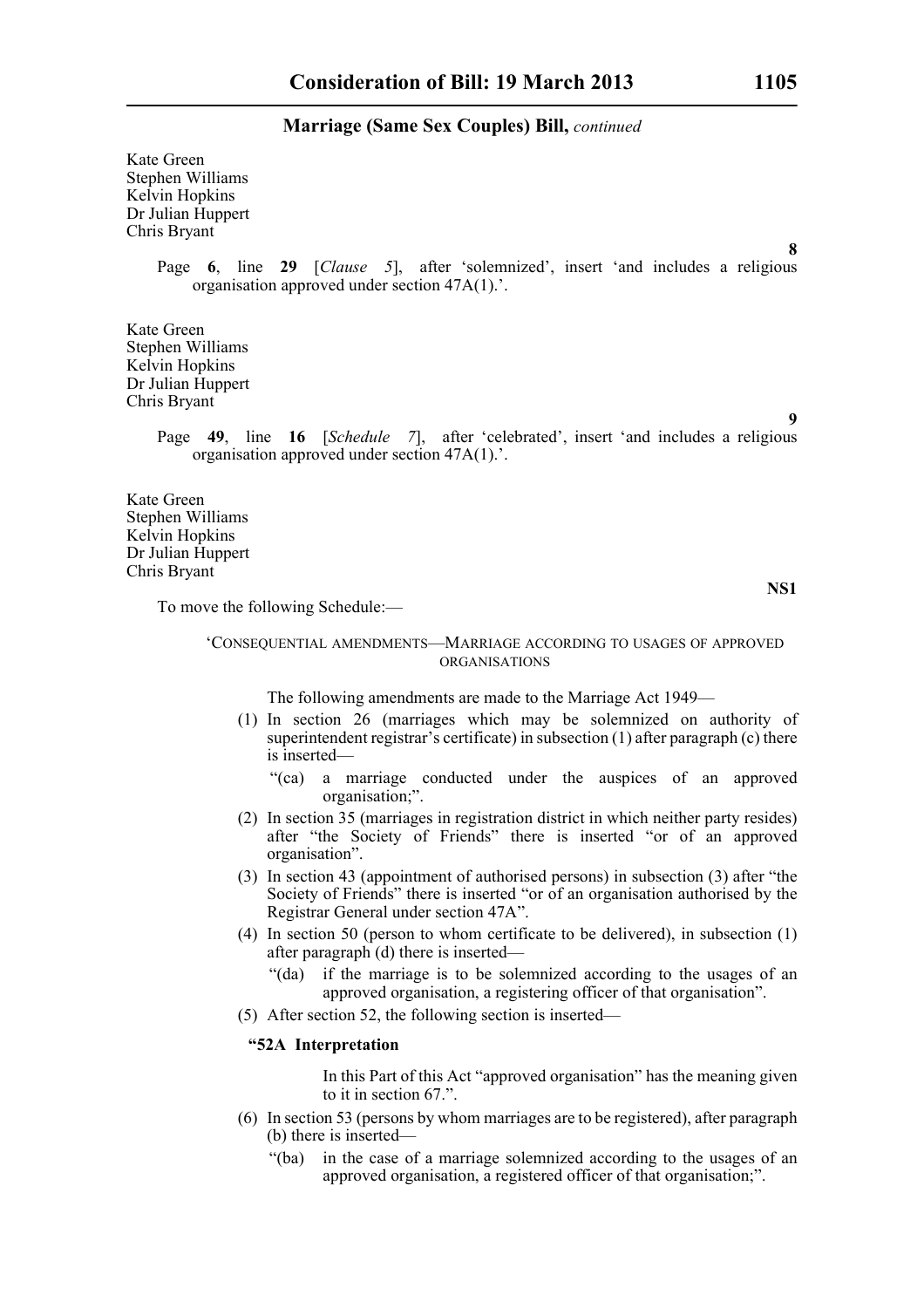Kate Green
Stephen Williams
Kelvin Hopkins
Dr Julian Huppert
Chris Bryant

**8**

Page **6**, line **29** [*Clause 5*], after 'solemnized', insert 'and includes a religious organisation approved under section 47A(1).'.

Kate Green
Stephen Williams
Kelvin Hopkins
Dr Julian Huppert
Chris Bryant

**9**

Page **49**, line **16** [*Schedule 7*], after 'celebrated', insert 'and includes a religious organisation approved under section 47A(1).'.

Kate Green
Stephen Williams
Kelvin Hopkins
Dr Julian Huppert
Chris Bryant

**NS1**

To move the following Schedule:—

'CONSEQUENTIAL AMENDMENTS—MARRIAGE ACCORDING TO USAGES OF APPROVED ORGANISATIONS

The following amendments are made to the Marriage Act 1949—

(1) In section 26 (marriages which may be solemnized on authority of superintendent registrar's certificate) in subsection (1) after paragraph (c) there is inserted—

"(ca) a marriage conducted under the auspices of an approved organisation;".

(2) In section 35 (marriages in registration district in which neither party resides) after "the Society of Friends" there is inserted "or of an approved organisation".

(3) In section 43 (appointment of authorised persons) in subsection (3) after "the Society of Friends" there is inserted "or of an organisation authorised by the Registrar General under section 47A".

(4) In section 50 (person to whom certificate to be delivered), in subsection (1) after paragraph (d) there is inserted—

"(da) if the marriage is to be solemnized according to the usages of an approved organisation, a registering officer of that organisation".

(5) After section 52, the following section is inserted—

**"52A Interpretation**

In this Part of this Act "approved organisation" has the meaning given to it in section 67.".

(6) In section 53 (persons by whom marriages are to be registered), after paragraph (b) there is inserted—

"(ba) in the case of a marriage solemnized according to the usages of an approved organisation, a registered officer of that organisation;".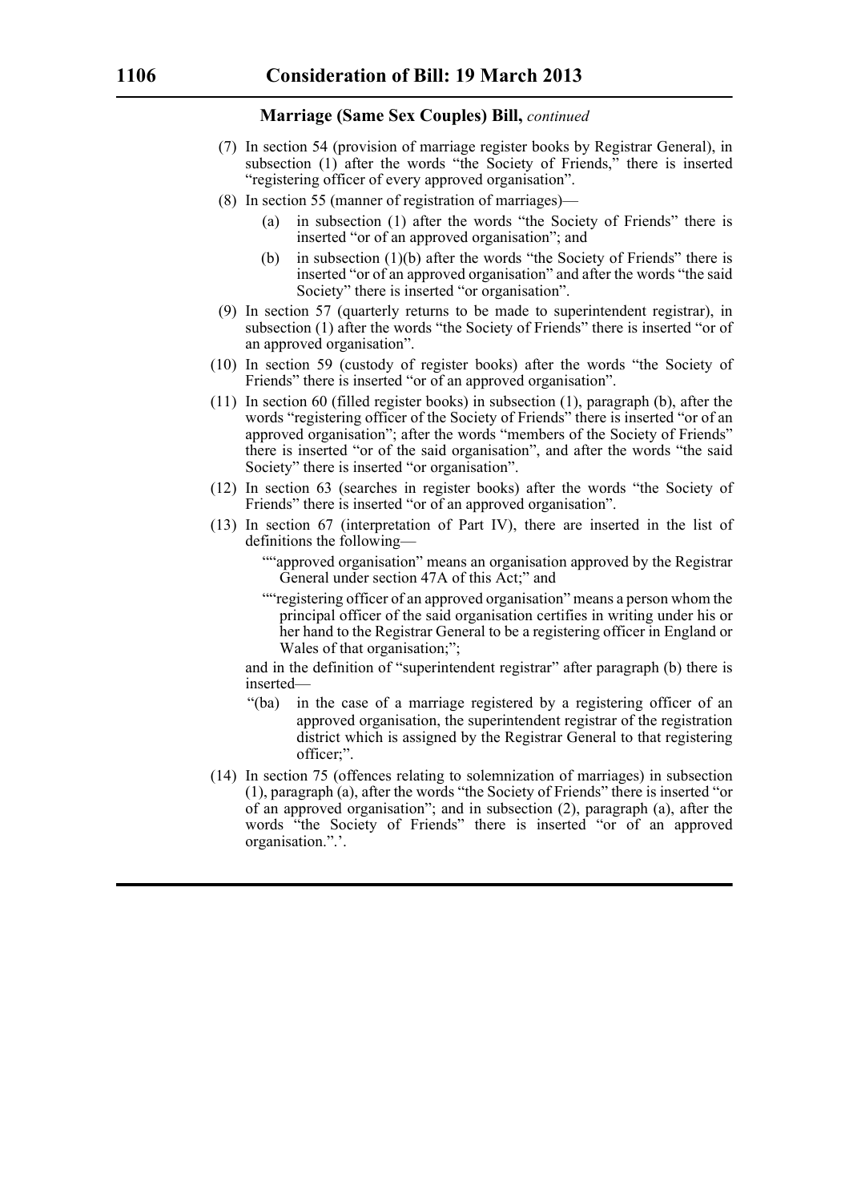**Marriage (Same Sex Couples) Bill,** *continued*

(7) In section 54 (provision of marriage register books by Registrar General), in subsection (1) after the words "the Society of Friends," there is inserted "registering officer of every approved organisation".

(8) In section 55 (manner of registration of marriages)—

(a) in subsection (1) after the words "the Society of Friends" there is inserted "or of an approved organisation"; and

(b) in subsection (1)(b) after the words "the Society of Friends" there is inserted "or of an approved organisation" and after the words "the said Society" there is inserted "or organisation".

(9) In section 57 (quarterly returns to be made to superintendent registrar), in subsection (1) after the words "the Society of Friends" there is inserted "or of an approved organisation".

(10) In section 59 (custody of register books) after the words "the Society of Friends" there is inserted "or of an approved organisation".

(11) In section 60 (filled register books) in subsection (1), paragraph (b), after the words "registering officer of the Society of Friends" there is inserted "or of an approved organisation"; after the words "members of the Society of Friends" there is inserted "or of the said organisation", and after the words "the said Society" there is inserted "or organisation".

(12) In section 63 (searches in register books) after the words "the Society of Friends" there is inserted "or of an approved organisation".

(13) In section 67 (interpretation of Part IV), there are inserted in the list of definitions the following—

""approved organisation" means an organisation approved by the Registrar General under section 47A of this Act;" and

""registering officer of an approved organisation" means a person whom the principal officer of the said organisation certifies in writing under his or her hand to the Registrar General to be a registering officer in England or Wales of that organisation;";

and in the definition of "superintendent registrar" after paragraph (b) there is inserted—

"(ba) in the case of a marriage registered by a registering officer of an approved organisation, the superintendent registrar of the registration district which is assigned by the Registrar General to that registering officer;".

(14) In section 75 (offences relating to solemnization of marriages) in subsection (1), paragraph (a), after the words "the Society of Friends" there is inserted "or of an approved organisation"; and in subsection (2), paragraph (a), after the words "the Society of Friends" there is inserted "or of an approved organisation.".'.